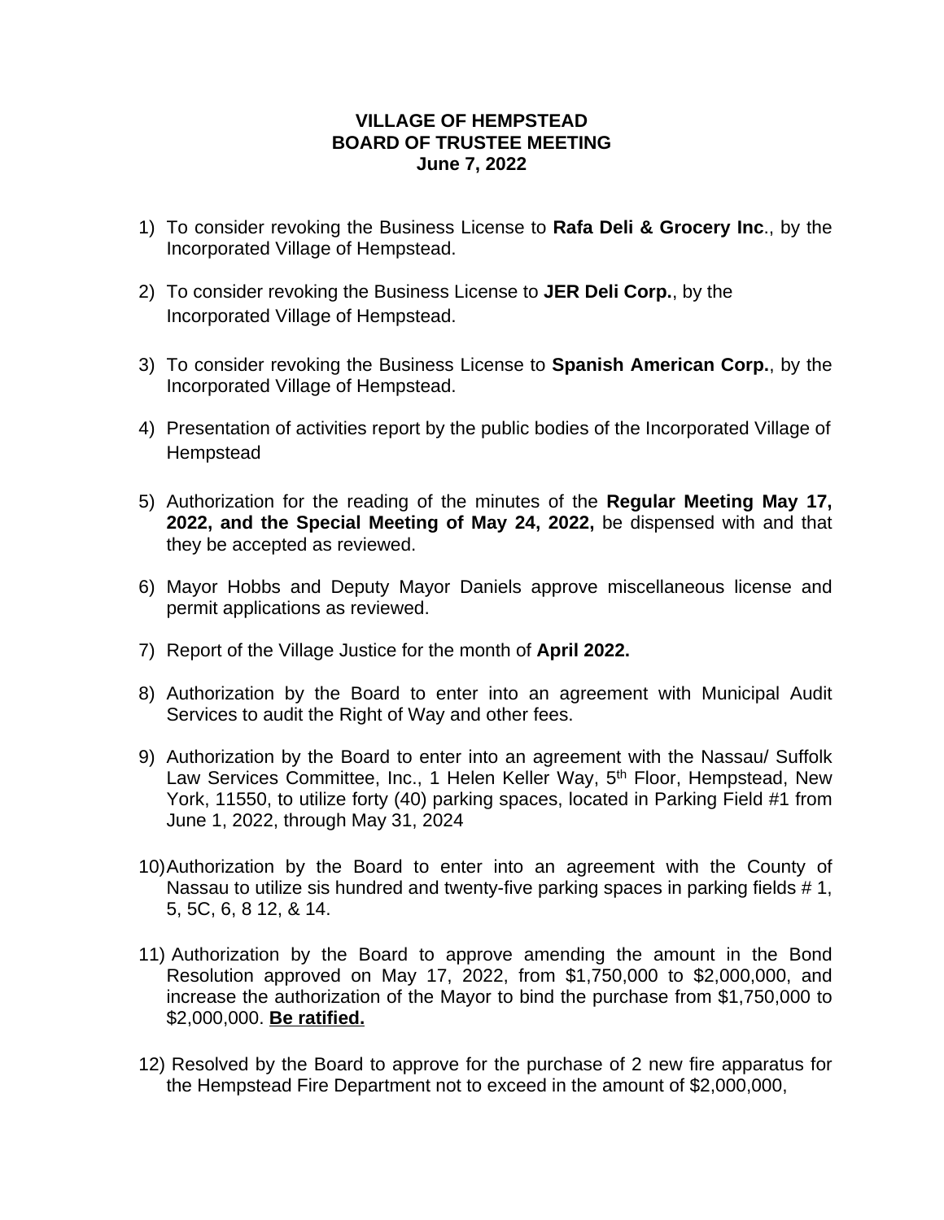**VILLAGE OF HEMPSTEAD**
**BOARD OF TRUSTEE MEETING**
**June 7, 2022**

1) To consider revoking the Business License to **Rafa Deli & Grocery Inc**., by the Incorporated Village of Hempstead.

2) To consider revoking the Business License to **JER Deli Corp.**, by the Incorporated Village of Hempstead.

3) To consider revoking the Business License to **Spanish American Corp.**, by the Incorporated Village of Hempstead.

4) Presentation of activities report by the public bodies of the Incorporated Village of Hempstead

5) Authorization for the reading of the minutes of the **Regular Meeting May 17, 2022, and the Special Meeting of May 24, 2022,** be dispensed with and that they be accepted as reviewed.

6) Mayor Hobbs and Deputy Mayor Daniels approve miscellaneous license and permit applications as reviewed.

7) Report of the Village Justice for the month of **April 2022.**

8) Authorization by the Board to enter into an agreement with Municipal Audit Services to audit the Right of Way and other fees.

9) Authorization by the Board to enter into an agreement with the Nassau/ Suffolk Law Services Committee, Inc., 1 Helen Keller Way, 5th Floor, Hempstead, New York, 11550, to utilize forty (40) parking spaces, located in Parking Field #1 from June 1, 2022, through May 31, 2024

10) Authorization by the Board to enter into an agreement with the County of Nassau to utilize sis hundred and twenty-five parking spaces in parking fields # 1, 5, 5C, 6, 8 12, & 14.

11) Authorization by the Board to approve amending the amount in the Bond Resolution approved on May 17, 2022, from $1,750,000 to $2,000,000, and increase the authorization of the Mayor to bind the purchase from $1,750,000 to $2,000,000. **Be ratified.**

12) Resolved by the Board to approve for the purchase of 2 new fire apparatus for the Hempstead Fire Department not to exceed in the amount of $2,000,000,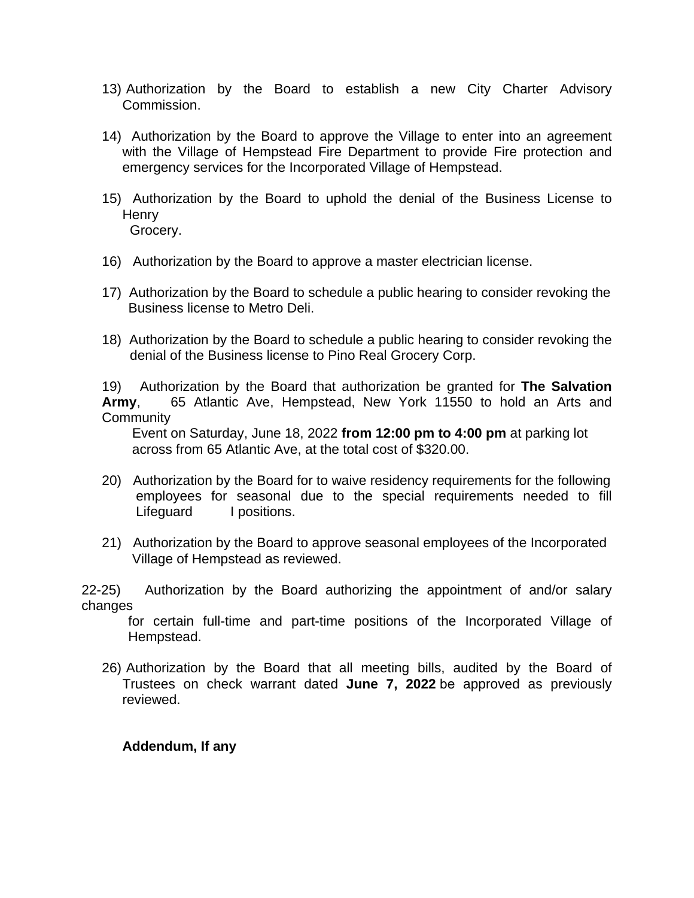13) Authorization by the Board to establish a new City Charter Advisory Commission.

14) Authorization by the Board to approve the Village to enter into an agreement with the Village of Hempstead Fire Department to provide Fire protection and emergency services for the Incorporated Village of Hempstead.

15) Authorization by the Board to uphold the denial of the Business License to Henry Grocery.

16) Authorization by the Board to approve a master electrician license.

17) Authorization by the Board to schedule a public hearing to consider revoking the Business license to Metro Deli.

18) Authorization by the Board to schedule a public hearing to consider revoking the denial of the Business license to Pino Real Grocery Corp.

19) Authorization by the Board that authorization be granted for **The Salvation Army**, 65 Atlantic Ave, Hempstead, New York 11550 to hold an Arts and Community Event on Saturday, June 18, 2022 **from 12:00 pm to 4:00 pm** at parking lot across from 65 Atlantic Ave, at the total cost of $320.00.

20) Authorization by the Board for to waive residency requirements for the following employees for seasonal due to the special requirements needed to fill Lifeguard I positions.

21) Authorization by the Board to approve seasonal employees of the Incorporated Village of Hempstead as reviewed.

22-25) Authorization by the Board authorizing the appointment of and/or salary changes for certain full-time and part-time positions of the Incorporated Village of Hempstead.

26) Authorization by the Board that all meeting bills, audited by the Board of Trustees on check warrant dated **June 7, 2022** be approved as previously reviewed.

**Addendum, If any**